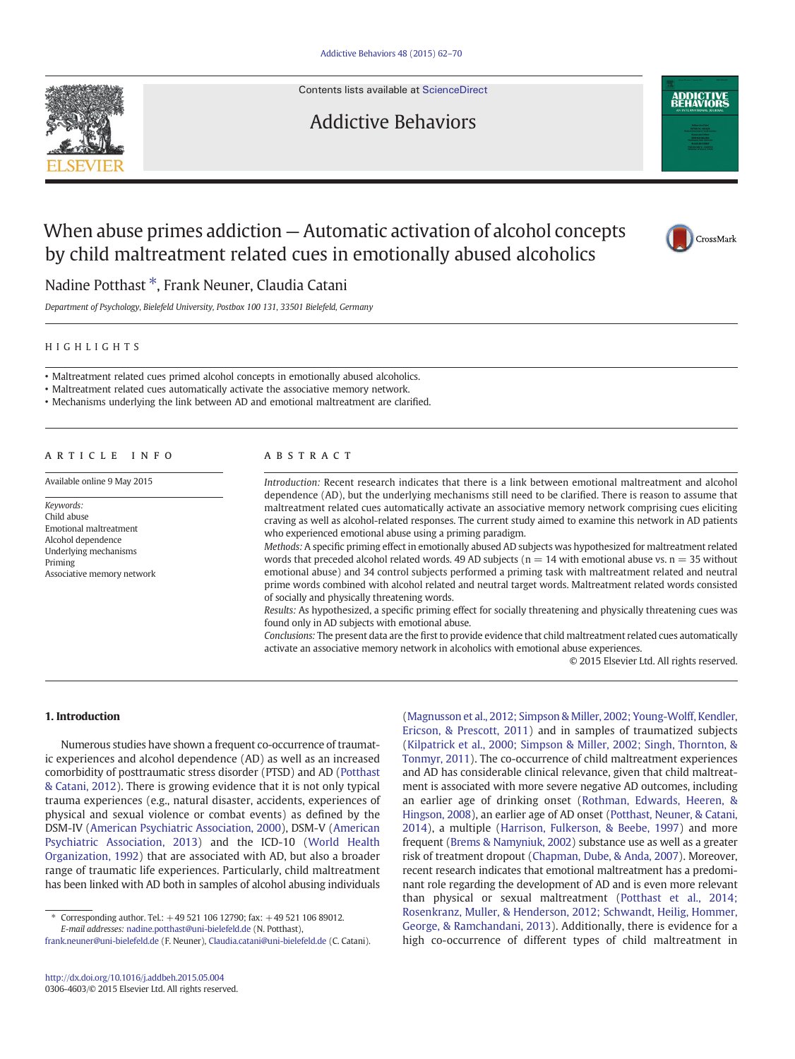Contents lists available at ScienceDirect

Addictive Behaviors

# When abuse primes addiction — Automatic activation of alcohol concepts by child maltreatment related cues in emotionally abused alcoholics

Nadine Potthast *, Frank Neuner, Claudia Catani

*Department of Psychology, Bielefeld University, Postbox 100 131, 33501 Bielefeld, Germany*

## HIGHLIGHTS

- Maltreatment related cues primed alcohol concepts in emotionally abused alcoholics.
- Maltreatment related cues automatically activate the associative memory network.
- Mechanisms underlying the link between AD and emotional maltreatment are clarified.

## ARTICLE INFO

Available online 9 May 2015

*Keywords:*
Child abuse
Emotional maltreatment
Alcohol dependence
Underlying mechanisms
Priming
Associative memory network

## ABSTRACT

*Introduction:* Recent research indicates that there is a link between emotional maltreatment and alcohol dependence (AD), but the underlying mechanisms still need to be clarified. There is reason to assume that maltreatment related cues automatically activate an associative memory network comprising cues eliciting craving as well as alcohol-related responses. The current study aimed to examine this network in AD patients who experienced emotional abuse using a priming paradigm.

*Methods:* A specific priming effect in emotionally abused AD subjects was hypothesized for maltreatment related words that preceded alcohol related words. 49 AD subjects ($n = 14$ with emotional abuse vs. $n = 35$ without emotional abuse) and 34 control subjects performed a priming task with maltreatment related and neutral prime words combined with alcohol related and neutral target words. Maltreatment related words consisted of socially and physically threatening words.

*Results:* As hypothesized, a specific priming effect for socially threatening and physically threatening cues was found only in AD subjects with emotional abuse.

*Conclusions:* The present data are the first to provide evidence that child maltreatment related cues automatically activate an associative memory network in alcoholics with emotional abuse experiences.

© 2015 Elsevier Ltd. All rights reserved.

## 1. Introduction

Numerous studies have shown a frequent co-occurrence of traumatic experiences and alcohol dependence (AD) as well as an increased comorbidity of posttraumatic stress disorder (PTSD) and AD (Potthast & Catani, 2012). There is growing evidence that it is not only typical trauma experiences (e.g., natural disaster, accidents, experiences of physical and sexual violence or combat events) as defined by the DSM-IV (American Psychiatric Association, 2000), DSM-V (American Psychiatric Association, 2013) and the ICD-10 (World Health Organization, 1992) that are associated with AD, but also a broader range of traumatic life experiences. Particularly, child maltreatment has been linked with AD both in samples of alcohol abusing individuals (Magnusson et al., 2012; Simpson & Miller, 2002; Young-Wolff, Kendler, Ericson, & Prescott, 2011) and in samples of traumatized subjects (Kilpatrick et al., 2000; Simpson & Miller, 2002; Singh, Thornton, & Tonmyr, 2011). The co-occurrence of child maltreatment experiences and AD has considerable clinical relevance, given that child maltreatment is associated with more severe negative AD outcomes, including an earlier age of drinking onset (Rothman, Edwards, Heeren, & Hingson, 2008), an earlier age of AD onset (Potthast, Neuner, & Catani, 2014), a multiple (Harrison, Fulkerson, & Beebe, 1997) and more frequent (Brems & Namyniuk, 2002) substance use as well as a greater risk of treatment dropout (Chapman, Dube, & Anda, 2007). Moreover, recent research indicates that emotional maltreatment has a predominant role regarding the development of AD and is even more relevant than physical or sexual maltreatment (Potthast et al., 2014; Rosenkranz, Muller, & Henderson, 2012; Schwandt, Heilig, Hommer, George, & Ramchandani, 2013). Additionally, there is evidence for a high co-occurrence of different types of child maltreatment in

* Corresponding author. Tel.: +49 521 106 12790; fax: +49 521 106 89012.
*E-mail addresses:* nadine.potthast@uni-bielefeld.de (N. Potthast), frank.neuner@uni-bielefeld.de (F. Neuner), Claudia.catani@uni-bielefeld.de (C. Catani).

http://dx.doi.org/10.1016/j.addbeh.2015.05.004
0306-4603/© 2015 Elsevier Ltd. All rights reserved.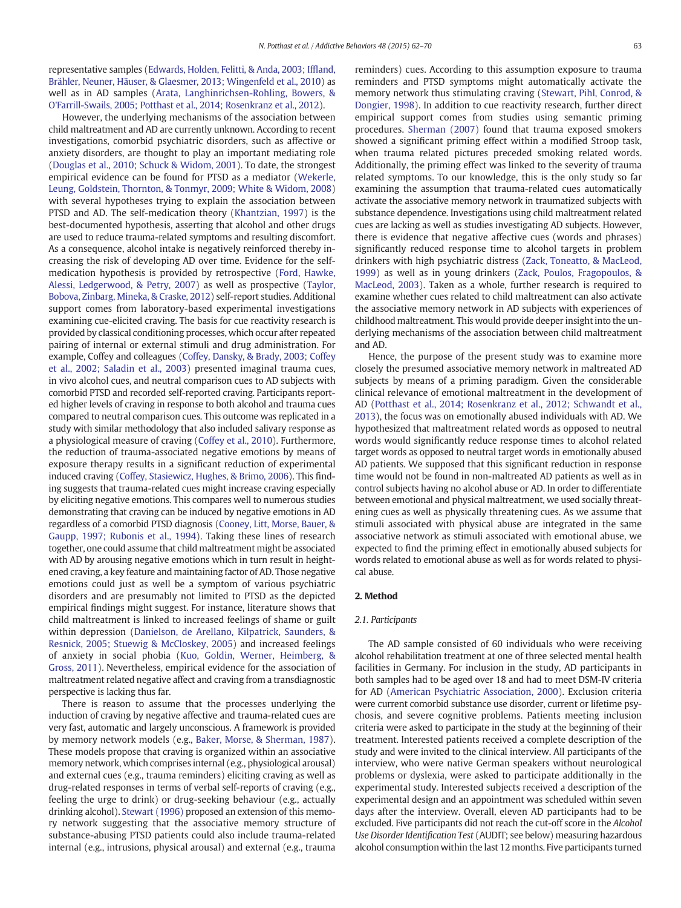representative samples (Edwards, Holden, Felitti, & Anda, 2003; Iffland, Brähler, Neuner, Häuser, & Glaesmer, 2013; Wingenfeld et al., 2010) as well as in AD samples (Arata, Langhinrichsen-Rohling, Bowers, & O'Farrill-Swails, 2005; Potthast et al., 2014; Rosenkranz et al., 2012).

However, the underlying mechanisms of the association between child maltreatment and AD are currently unknown. According to recent investigations, comorbid psychiatric disorders, such as affective or anxiety disorders, are thought to play an important mediating role (Douglas et al., 2010; Schuck & Widom, 2001). To date, the strongest empirical evidence can be found for PTSD as a mediator (Wekerle, Leung, Goldstein, Thornton, & Tonmyr, 2009; White & Widom, 2008) with several hypotheses trying to explain the association between PTSD and AD. The self-medication theory (Khantzian, 1997) is the best-documented hypothesis, asserting that alcohol and other drugs are used to reduce trauma-related symptoms and resulting discomfort. As a consequence, alcohol intake is negatively reinforced thereby increasing the risk of developing AD over time. Evidence for the self-medication hypothesis is provided by retrospective (Ford, Hawke, Alessi, Ledgerwood, & Petry, 2007) as well as prospective (Taylor, Bobova, Zinbarg, Mineka, & Craske, 2012) self-report studies. Additional support comes from laboratory-based experimental investigations examining cue-elicited craving. The basis for cue reactivity research is provided by classical conditioning processes, which occur after repeated pairing of internal or external stimuli and drug administration. For example, Coffey and colleagues (Coffey, Dansky, & Brady, 2003; Coffey et al., 2002; Saladin et al., 2003) presented imaginal trauma cues, in vivo alcohol cues, and neutral comparison cues to AD subjects with comorbid PTSD and recorded self-reported craving. Participants reported higher levels of craving in response to both alcohol and trauma cues compared to neutral comparison cues. This outcome was replicated in a study with similar methodology that also included salivary response as a physiological measure of craving (Coffey et al., 2010). Furthermore, the reduction of trauma-associated negative emotions by means of exposure therapy results in a significant reduction of experimental induced craving (Coffey, Stasiewicz, Hughes, & Brimo, 2006). This finding suggests that trauma-related cues might increase craving especially by eliciting negative emotions. This compares well to numerous studies demonstrating that craving can be induced by negative emotions in AD regardless of a comorbid PTSD diagnosis (Cooney, Litt, Morse, Bauer, & Gaupp, 1997; Rubonis et al., 1994). Taking these lines of research together, one could assume that child maltreatment might be associated with AD by arousing negative emotions which in turn result in heightened craving, a key feature and maintaining factor of AD. Those negative emotions could just as well be a symptom of various psychiatric disorders and are presumably not limited to PTSD as the depicted empirical findings might suggest. For instance, literature shows that child maltreatment is linked to increased feelings of shame or guilt within depression (Danielson, de Arellano, Kilpatrick, Saunders, & Resnick, 2005; Stuewig & McCloskey, 2005) and increased feelings of anxiety in social phobia (Kuo, Goldin, Werner, Heimberg, & Gross, 2011). Nevertheless, empirical evidence for the association of maltreatment related negative affect and craving from a transdiagnostic perspective is lacking thus far.

There is reason to assume that the processes underlying the induction of craving by negative affective and trauma-related cues are very fast, automatic and largely unconscious. A framework is provided by memory network models (e.g., Baker, Morse, & Sherman, 1987). These models propose that craving is organized within an associative memory network, which comprises internal (e.g., physiological arousal) and external cues (e.g., trauma reminders) eliciting craving as well as drug-related responses in terms of verbal self-reports of craving (e.g., feeling the urge to drink) or drug-seeking behaviour (e.g., actually drinking alcohol). Stewart (1996) proposed an extension of this memory network suggesting that the associative memory structure of substance-abusing PTSD patients could also include trauma-related internal (e.g., intrusions, physical arousal) and external (e.g., trauma reminders) cues. According to this assumption exposure to trauma reminders and PTSD symptoms might automatically activate the memory network thus stimulating craving (Stewart, Pihl, Conrod, & Dongier, 1998). In addition to cue reactivity research, further direct empirical support comes from studies using semantic priming procedures. Sherman (2007) found that trauma exposed smokers showed a significant priming effect within a modified Stroop task, when trauma related pictures preceded smoking related words. Additionally, the priming effect was linked to the severity of trauma related symptoms. To our knowledge, this is the only study so far examining the assumption that trauma-related cues automatically activate the associative memory network in traumatized subjects with substance dependence. Investigations using child maltreatment related cues are lacking as well as studies investigating AD subjects. However, there is evidence that negative affective cues (words and phrases) significantly reduced response time to alcohol targets in problem drinkers with high psychiatric distress (Zack, Toneatto, & MacLeod, 1999) as well as in young drinkers (Zack, Poulos, Fragopoulos, & MacLeod, 2003). Taken as a whole, further research is required to examine whether cues related to child maltreatment can also activate the associative memory network in AD subjects with experiences of childhood maltreatment. This would provide deeper insight into the underlying mechanisms of the association between child maltreatment and AD.

Hence, the purpose of the present study was to examine more closely the presumed associative memory network in maltreated AD subjects by means of a priming paradigm. Given the considerable clinical relevance of emotional maltreatment in the development of AD (Potthast et al., 2014; Rosenkranz et al., 2012; Schwandt et al., 2013), the focus was on emotionally abused individuals with AD. We hypothesized that maltreatment related words as opposed to neutral words would significantly reduce response times to alcohol related target words as opposed to neutral target words in emotionally abused AD patients. We supposed that this significant reduction in response time would not be found in non-maltreated AD patients as well as in control subjects having no alcohol abuse or AD. In order to differentiate between emotional and physical maltreatment, we used socially threatening cues as well as physically threatening cues. As we assume that stimuli associated with physical abuse are integrated in the same associative network as stimuli associated with emotional abuse, we expected to find the priming effect in emotionally abused subjects for words related to emotional abuse as well as for words related to physical abuse.

## 2. Method

### 2.1. Participants

The AD sample consisted of 60 individuals who were receiving alcohol rehabilitation treatment at one of three selected mental health facilities in Germany. For inclusion in the study, AD participants in both samples had to be aged over 18 and had to meet DSM-IV criteria for AD (American Psychiatric Association, 2000). Exclusion criteria were current comorbid substance use disorder, current or lifetime psychosis, and severe cognitive problems. Patients meeting inclusion criteria were asked to participate in the study at the beginning of their treatment. Interested patients received a complete description of the study and were invited to the clinical interview. All participants of the interview, who were native German speakers without neurological problems or dyslexia, were asked to participate additionally in the experimental study. Interested subjects received a description of the experimental design and an appointment was scheduled within seven days after the interview. Overall, eleven AD participants had to be excluded. Five participants did not reach the cut-off score in the *Alcohol Use Disorder Identification Test* (AUDIT; see below) measuring hazardous alcohol consumption within the last 12 months. Five participants turned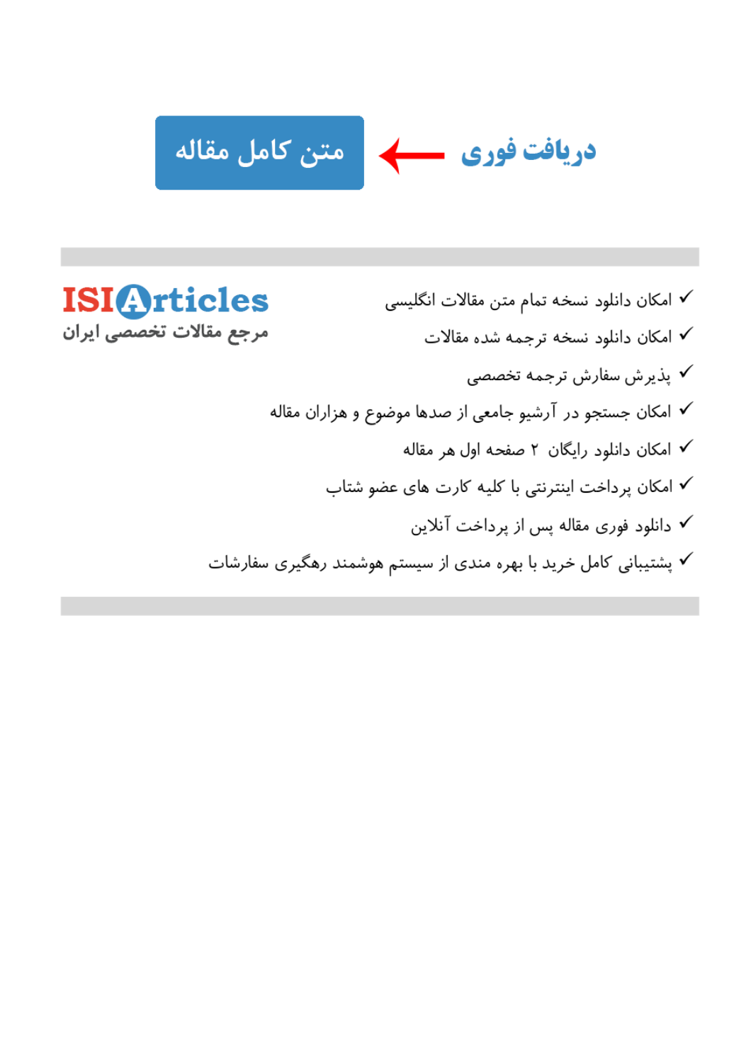دریافت فوری ← **متن کامل مقاله**

**ISIArticles**
مرجع مقالات تخصصی ایران

- ✓ امکان دانلود نسخه تمام متن مقالات انگلیسی
- ✓ امکان دانلود نسخه ترجمه شده مقالات
- ✓ پذیرش سفارش ترجمه تخصصی
- ✓ امکان جستجو در آرشیو جامعی از صدها موضوع و هزاران مقاله
- ✓ امکان دانلود رایگان ۲ صفحه اول هر مقاله
- ✓ امکان پرداخت اینترنتی با کلیه کارت های عضو شتاب
- ✓ دانلود فوری مقاله پس از پرداخت آنلاین
- ✓ پشتیبانی کامل خرید با بهره مندی از سیستم هوشمند رهگیری سفارشات